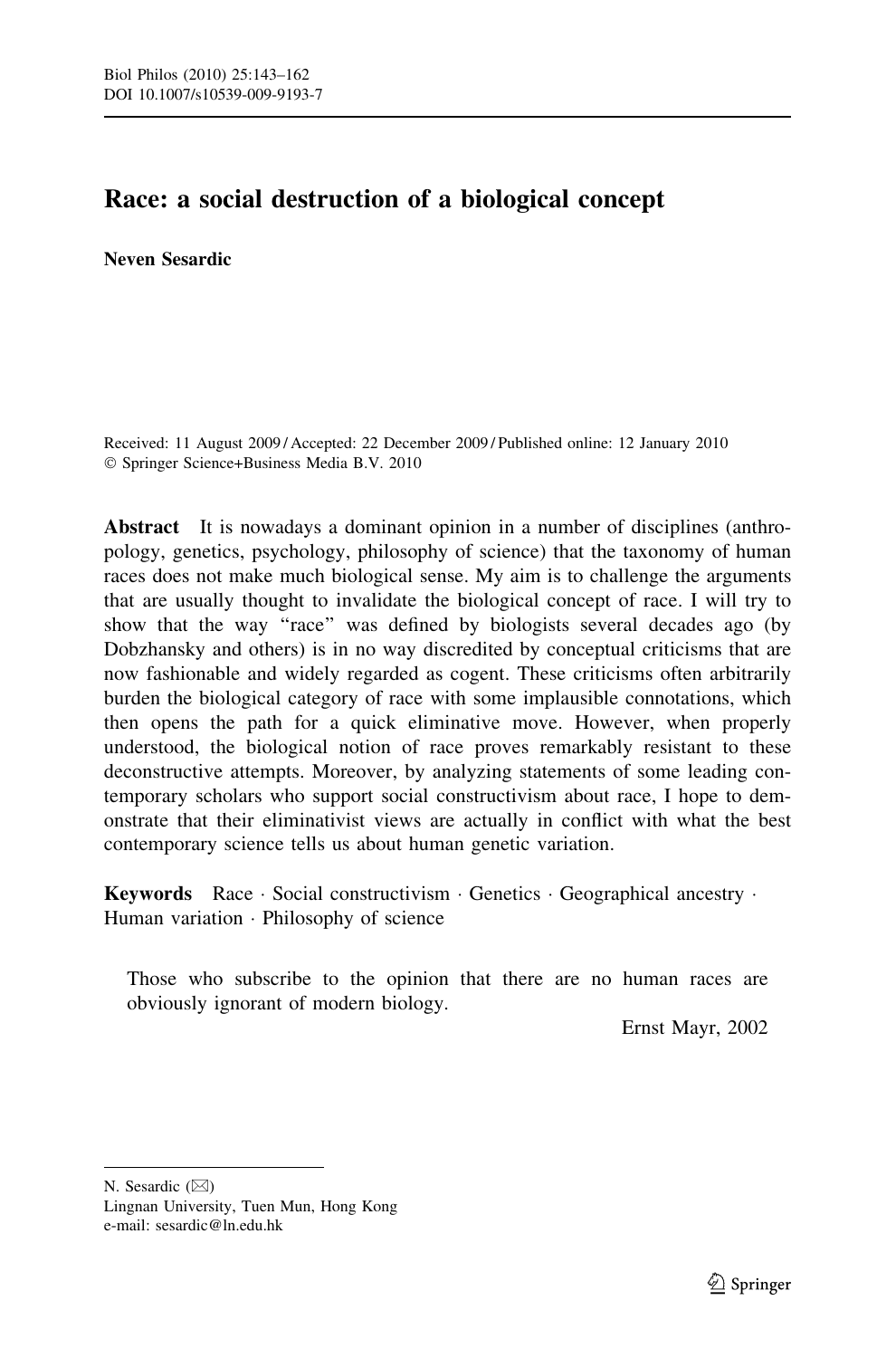# Race: a social destruction of a biological concept

**Neven Sesardic**

Received: 11 August 2009 / Accepted: 22 December 2009 / Published online: 12 January 2010
© Springer Science+Business Media B.V. 2010

**Abstract** It is nowadays a dominant opinion in a number of disciplines (anthropology, genetics, psychology, philosophy of science) that the taxonomy of human races does not make much biological sense. My aim is to challenge the arguments that are usually thought to invalidate the biological concept of race. I will try to show that the way "race" was defined by biologists several decades ago (by Dobzhansky and others) is in no way discredited by conceptual criticisms that are now fashionable and widely regarded as cogent. These criticisms often arbitrarily burden the biological category of race with some implausible connotations, which then opens the path for a quick eliminative move. However, when properly understood, the biological notion of race proves remarkably resistant to these deconstructive attempts. Moreover, by analyzing statements of some leading contemporary scholars who support social constructivism about race, I hope to demonstrate that their eliminativist views are actually in conflict with what the best contemporary science tells us about human genetic variation.

**Keywords** Race · Social constructivism · Genetics · Geographical ancestry · Human variation · Philosophy of science

> Those who subscribe to the opinion that there are no human races are obviously ignorant of modern biology.
>
> Ernst Mayr, 2002

---

N. Sesardic (✉)
Lingnan University, Tuen Mun, Hong Kong
e-mail: sesardic@ln.edu.hk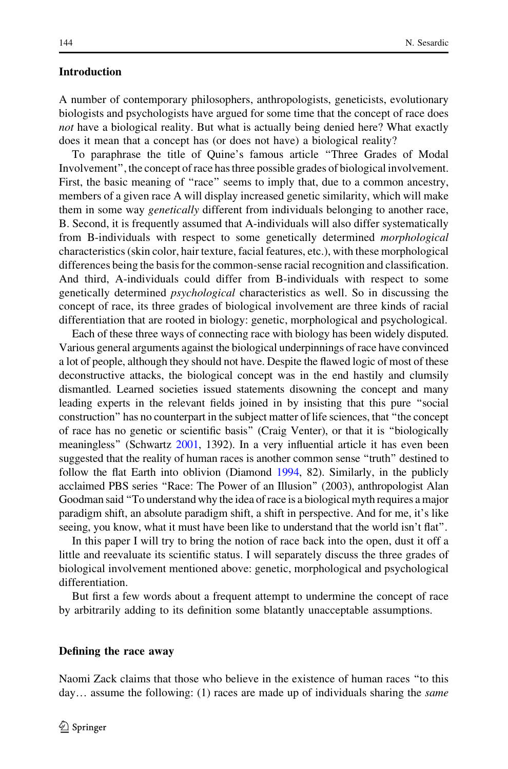## Introduction

A number of contemporary philosophers, anthropologists, geneticists, evolutionary biologists and psychologists have argued for some time that the concept of race does *not* have a biological reality. But what is actually being denied here? What exactly does it mean that a concept has (or does not have) a biological reality?

To paraphrase the title of Quine's famous article "Three Grades of Modal Involvement", the concept of race has three possible grades of biological involvement. First, the basic meaning of "race" seems to imply that, due to a common ancestry, members of a given race A will display increased genetic similarity, which will make them in some way *genetically* different from individuals belonging to another race, B. Second, it is frequently assumed that A-individuals will also differ systematically from B-individuals with respect to some genetically determined *morphological* characteristics (skin color, hair texture, facial features, etc.), with these morphological differences being the basis for the common-sense racial recognition and classification. And third, A-individuals could differ from B-individuals with respect to some genetically determined *psychological* characteristics as well. So in discussing the concept of race, its three grades of biological involvement are three kinds of racial differentiation that are rooted in biology: genetic, morphological and psychological.

Each of these three ways of connecting race with biology has been widely disputed. Various general arguments against the biological underpinnings of race have convinced a lot of people, although they should not have. Despite the flawed logic of most of these deconstructive attacks, the biological concept was in the end hastily and clumsily dismantled. Learned societies issued statements disowning the concept and many leading experts in the relevant fields joined in by insisting that this pure "social construction" has no counterpart in the subject matter of life sciences, that "the concept of race has no genetic or scientific basis" (Craig Venter), or that it is "biologically meaningless" (Schwartz 2001, 1392). In a very influential article it has even been suggested that the reality of human races is another common sense "truth" destined to follow the flat Earth into oblivion (Diamond 1994, 82). Similarly, in the publicly acclaimed PBS series "Race: The Power of an Illusion" (2003), anthropologist Alan Goodman said "To understand why the idea of race is a biological myth requires a major paradigm shift, an absolute paradigm shift, a shift in perspective. And for me, it's like seeing, you know, what it must have been like to understand that the world isn't flat".

In this paper I will try to bring the notion of race back into the open, dust it off a little and reevaluate its scientific status. I will separately discuss the three grades of biological involvement mentioned above: genetic, morphological and psychological differentiation.

But first a few words about a frequent attempt to undermine the concept of race by arbitrarily adding to its definition some blatantly unacceptable assumptions.

## Defining the race away

Naomi Zack claims that those who believe in the existence of human races "to this day… assume the following: (1) races are made up of individuals sharing the *same*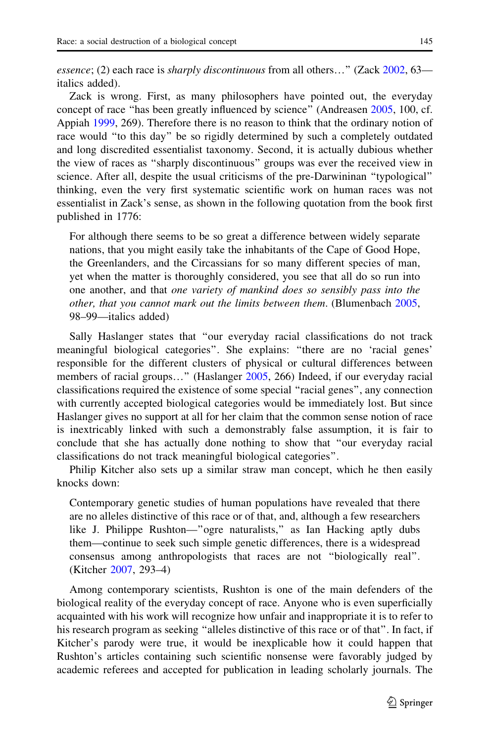*essence*; (2) each race is *sharply discontinuous* from all others…" (Zack 2002, 63—italics added).

Zack is wrong. First, as many philosophers have pointed out, the everyday concept of race "has been greatly influenced by science" (Andreasen 2005, 100, cf. Appiah 1999, 269). Therefore there is no reason to think that the ordinary notion of race would "to this day" be so rigidly determined by such a completely outdated and long discredited essentialist taxonomy. Second, it is actually dubious whether the view of races as "sharply discontinuous" groups was ever the received view in science. After all, despite the usual criticisms of the pre-Darwininan "typological" thinking, even the very first systematic scientific work on human races was not essentialist in Zack's sense, as shown in the following quotation from the book first published in 1776:

> For although there seems to be so great a difference between widely separate nations, that you might easily take the inhabitants of the Cape of Good Hope, the Greenlanders, and the Circassians for so many different species of man, yet when the matter is thoroughly considered, you see that all do so run into one another, and that *one variety of mankind does so sensibly pass into the other, that you cannot mark out the limits between them*. (Blumenbach 2005, 98–99—italics added)

Sally Haslanger states that "our everyday racial classifications do not track meaningful biological categories". She explains: "there are no 'racial genes' responsible for the different clusters of physical or cultural differences between members of racial groups…" (Haslanger 2005, 266) Indeed, if our everyday racial classifications required the existence of some special "racial genes", any connection with currently accepted biological categories would be immediately lost. But since Haslanger gives no support at all for her claim that the common sense notion of race is inextricably linked with such a demonstrably false assumption, it is fair to conclude that she has actually done nothing to show that "our everyday racial classifications do not track meaningful biological categories".

Philip Kitcher also sets up a similar straw man concept, which he then easily knocks down:

> Contemporary genetic studies of human populations have revealed that there are no alleles distinctive of this race or of that, and, although a few researchers like J. Philippe Rushton—"ogre naturalists," as Ian Hacking aptly dubs them—continue to seek such simple genetic differences, there is a widespread consensus among anthropologists that races are not "biologically real". (Kitcher 2007, 293–4)

Among contemporary scientists, Rushton is one of the main defenders of the biological reality of the everyday concept of race. Anyone who is even superficially acquainted with his work will recognize how unfair and inappropriate it is to refer to his research program as seeking "alleles distinctive of this race or of that". In fact, if Kitcher's parody were true, it would be inexplicable how it could happen that Rushton's articles containing such scientific nonsense were favorably judged by academic referees and accepted for publication in leading scholarly journals. The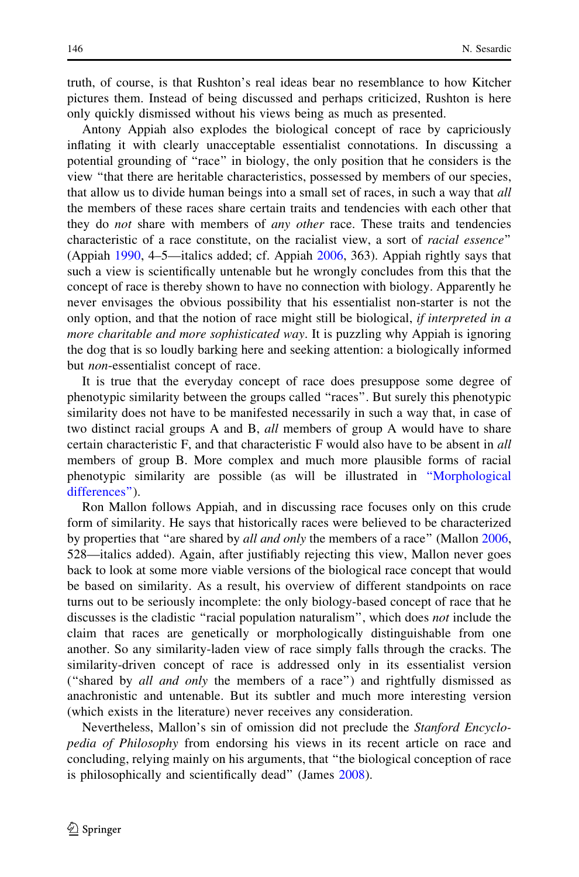truth, of course, is that Rushton's real ideas bear no resemblance to how Kitcher pictures them. Instead of being discussed and perhaps criticized, Rushton is here only quickly dismissed without his views being as much as presented.

Antony Appiah also explodes the biological concept of race by capriciously inflating it with clearly unacceptable essentialist connotations. In discussing a potential grounding of "race" in biology, the only position that he considers is the view "that there are heritable characteristics, possessed by members of our species, that allow us to divide human beings into a small set of races, in such a way that *all* the members of these races share certain traits and tendencies with each other that they do *not* share with members of *any other* race. These traits and tendencies characteristic of a race constitute, on the racialist view, a sort of *racial essence*" (Appiah 1990, 4–5—italics added; cf. Appiah 2006, 363). Appiah rightly says that such a view is scientifically untenable but he wrongly concludes from this that the concept of race is thereby shown to have no connection with biology. Apparently he never envisages the obvious possibility that his essentialist non-starter is not the only option, and that the notion of race might still be biological, *if interpreted in a more charitable and more sophisticated way*. It is puzzling why Appiah is ignoring the dog that is so loudly barking here and seeking attention: a biologically informed but *non*-essentialist concept of race.

It is true that the everyday concept of race does presuppose some degree of phenotypic similarity between the groups called "races". But surely this phenotypic similarity does not have to be manifested necessarily in such a way that, in case of two distinct racial groups A and B, *all* members of group A would have to share certain characteristic F, and that characteristic F would also have to be absent in *all* members of group B. More complex and much more plausible forms of racial phenotypic similarity are possible (as will be illustrated in "Morphological differences").

Ron Mallon follows Appiah, and in discussing race focuses only on this crude form of similarity. He says that historically races were believed to be characterized by properties that "are shared by *all and only* the members of a race" (Mallon 2006, 528—italics added). Again, after justifiably rejecting this view, Mallon never goes back to look at some more viable versions of the biological race concept that would be based on similarity. As a result, his overview of different standpoints on race turns out to be seriously incomplete: the only biology-based concept of race that he discusses is the cladistic "racial population naturalism", which does *not* include the claim that races are genetically or morphologically distinguishable from one another. So any similarity-laden view of race simply falls through the cracks. The similarity-driven concept of race is addressed only in its essentialist version ("shared by *all and only* the members of a race") and rightfully dismissed as anachronistic and untenable. But its subtler and much more interesting version (which exists in the literature) never receives any consideration.

Nevertheless, Mallon's sin of omission did not preclude the *Stanford Encyclopedia of Philosophy* from endorsing his views in its recent article on race and concluding, relying mainly on his arguments, that "the biological conception of race is philosophically and scientifically dead" (James 2008).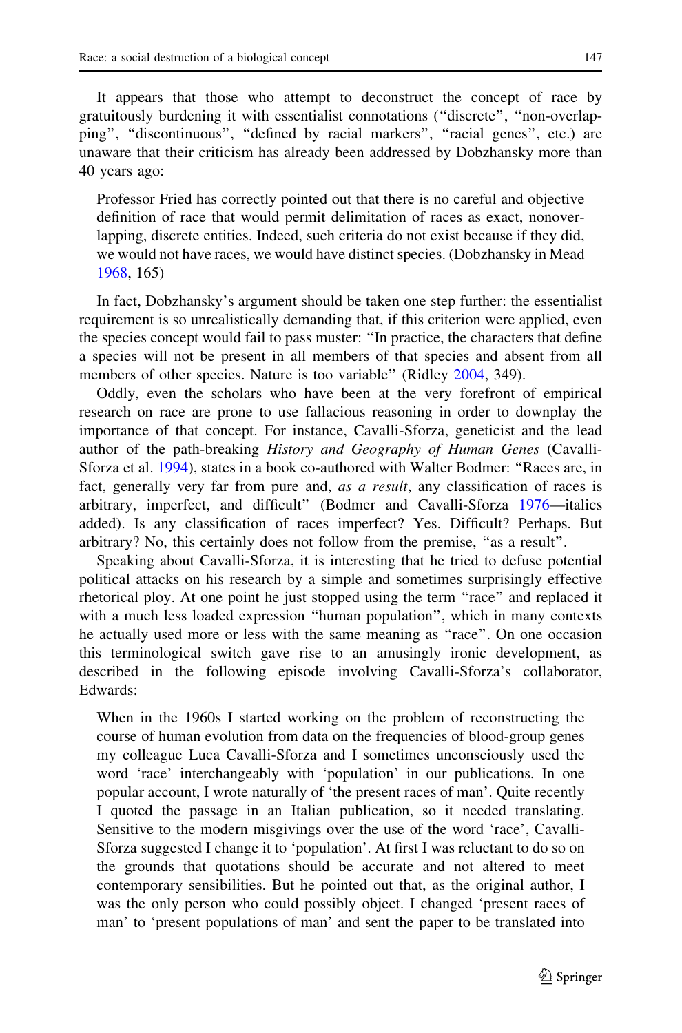It appears that those who attempt to deconstruct the concept of race by gratuitously burdening it with essentialist connotations ("discrete", "non-overlapping", "discontinuous", "defined by racial markers", "racial genes", etc.) are unaware that their criticism has already been addressed by Dobzhansky more than 40 years ago:

> Professor Fried has correctly pointed out that there is no careful and objective definition of race that would permit delimitation of races as exact, nonoverlapping, discrete entities. Indeed, such criteria do not exist because if they did, we would not have races, we would have distinct species. (Dobzhansky in Mead 1968, 165)

In fact, Dobzhansky's argument should be taken one step further: the essentialist requirement is so unrealistically demanding that, if this criterion were applied, even the species concept would fail to pass muster: "In practice, the characters that define a species will not be present in all members of that species and absent from all members of other species. Nature is too variable" (Ridley 2004, 349).

Oddly, even the scholars who have been at the very forefront of empirical research on race are prone to use fallacious reasoning in order to downplay the importance of that concept. For instance, Cavalli-Sforza, geneticist and the lead author of the path-breaking *History and Geography of Human Genes* (Cavalli-Sforza et al. 1994), states in a book co-authored with Walter Bodmer: "Races are, in fact, generally very far from pure and, *as a result*, any classification of races is arbitrary, imperfect, and difficult" (Bodmer and Cavalli-Sforza 1976—italics added). Is any classification of races imperfect? Yes. Difficult? Perhaps. But arbitrary? No, this certainly does not follow from the premise, "as a result".

Speaking about Cavalli-Sforza, it is interesting that he tried to defuse potential political attacks on his research by a simple and sometimes surprisingly effective rhetorical ploy. At one point he just stopped using the term "race" and replaced it with a much less loaded expression "human population", which in many contexts he actually used more or less with the same meaning as "race". On one occasion this terminological switch gave rise to an amusingly ironic development, as described in the following episode involving Cavalli-Sforza's collaborator, Edwards:

> When in the 1960s I started working on the problem of reconstructing the course of human evolution from data on the frequencies of blood-group genes my colleague Luca Cavalli-Sforza and I sometimes unconsciously used the word 'race' interchangeably with 'population' in our publications. In one popular account, I wrote naturally of 'the present races of man'. Quite recently I quoted the passage in an Italian publication, so it needed translating. Sensitive to the modern misgivings over the use of the word 'race', Cavalli-Sforza suggested I change it to 'population'. At first I was reluctant to do so on the grounds that quotations should be accurate and not altered to meet contemporary sensibilities. But he pointed out that, as the original author, I was the only person who could possibly object. I changed 'present races of man' to 'present populations of man' and sent the paper to be translated into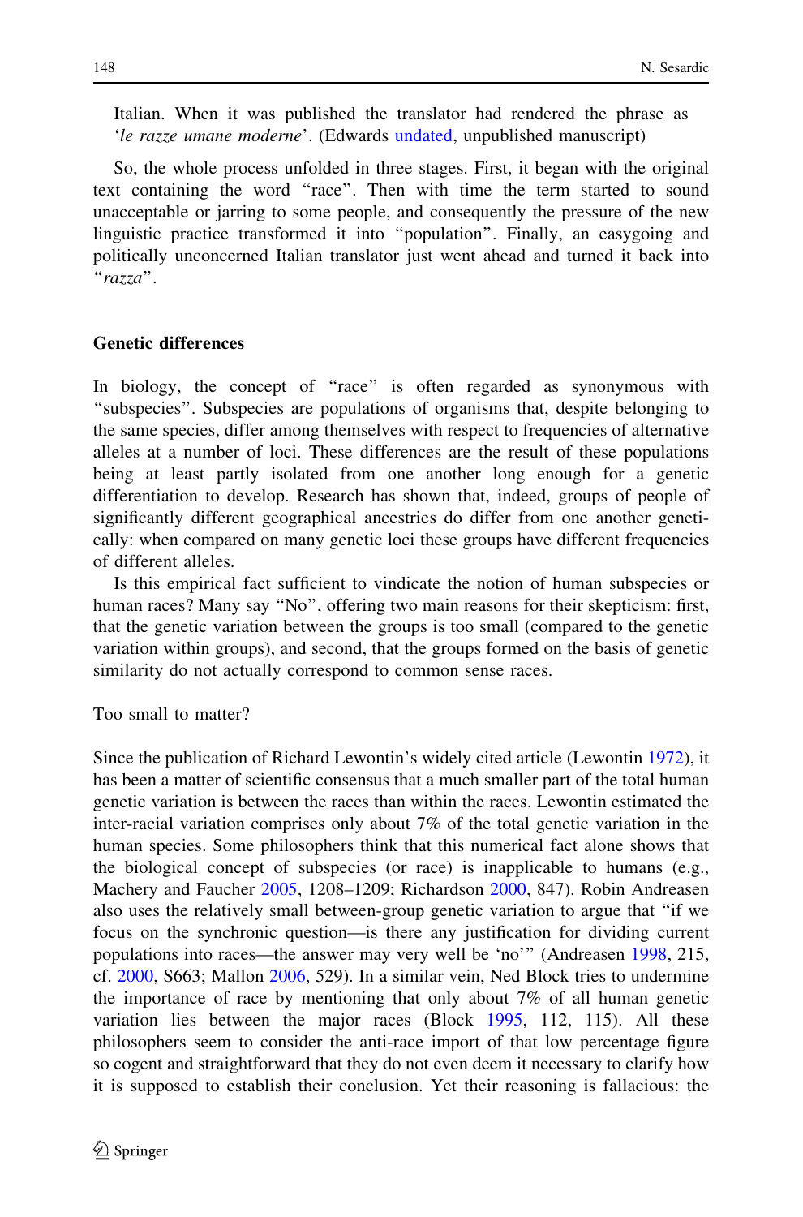Italian. When it was published the translator had rendered the phrase as '*le razze umane moderne*'. (Edwards undated, unpublished manuscript)

So, the whole process unfolded in three stages. First, it began with the original text containing the word "race". Then with time the term started to sound unacceptable or jarring to some people, and consequently the pressure of the new linguistic practice transformed it into "population". Finally, an easygoing and politically unconcerned Italian translator just went ahead and turned it back into "*razza*".

## Genetic differences

In biology, the concept of "race" is often regarded as synonymous with "subspecies". Subspecies are populations of organisms that, despite belonging to the same species, differ among themselves with respect to frequencies of alternative alleles at a number of loci. These differences are the result of these populations being at least partly isolated from one another long enough for a genetic differentiation to develop. Research has shown that, indeed, groups of people of significantly different geographical ancestries do differ from one another genetically: when compared on many genetic loci these groups have different frequencies of different alleles.

Is this empirical fact sufficient to vindicate the notion of human subspecies or human races? Many say "No", offering two main reasons for their skepticism: first, that the genetic variation between the groups is too small (compared to the genetic variation within groups), and second, that the groups formed on the basis of genetic similarity do not actually correspond to common sense races.

### Too small to matter?

Since the publication of Richard Lewontin's widely cited article (Lewontin 1972), it has been a matter of scientific consensus that a much smaller part of the total human genetic variation is between the races than within the races. Lewontin estimated the inter-racial variation comprises only about 7% of the total genetic variation in the human species. Some philosophers think that this numerical fact alone shows that the biological concept of subspecies (or race) is inapplicable to humans (e.g., Machery and Faucher 2005, 1208–1209; Richardson 2000, 847). Robin Andreasen also uses the relatively small between-group genetic variation to argue that "if we focus on the synchronic question—is there any justification for dividing current populations into races—the answer may very well be 'no'" (Andreasen 1998, 215, cf. 2000, S663; Mallon 2006, 529). In a similar vein, Ned Block tries to undermine the importance of race by mentioning that only about 7% of all human genetic variation lies between the major races (Block 1995, 112, 115). All these philosophers seem to consider the anti-race import of that low percentage figure so cogent and straightforward that they do not even deem it necessary to clarify how it is supposed to establish their conclusion. Yet their reasoning is fallacious: the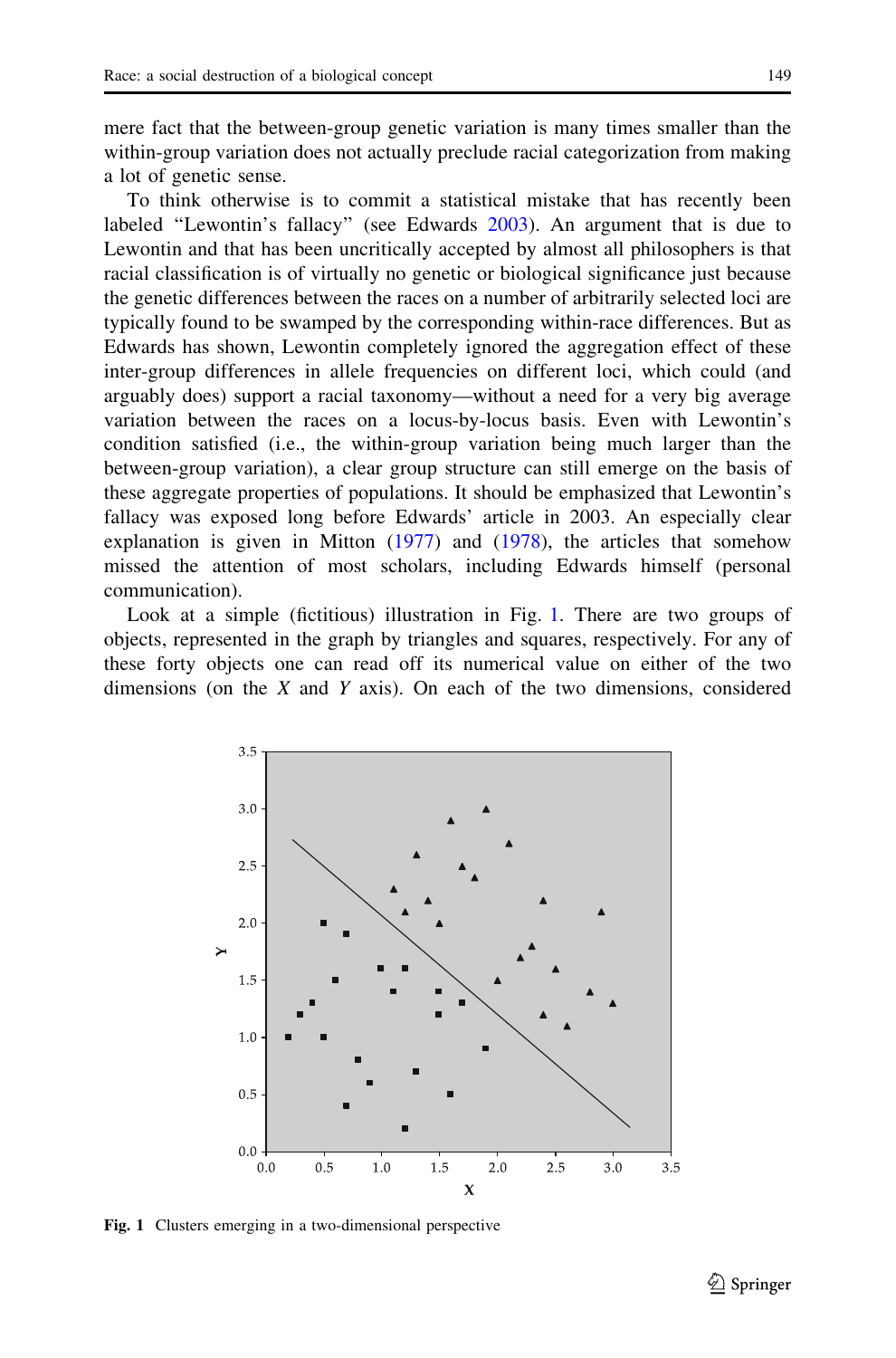mere fact that the between-group genetic variation is many times smaller than the within-group variation does not actually preclude racial categorization from making a lot of genetic sense.

To think otherwise is to commit a statistical mistake that has recently been labeled "Lewontin's fallacy" (see Edwards 2003). An argument that is due to Lewontin and that has been uncritically accepted by almost all philosophers is that racial classification is of virtually no genetic or biological significance just because the genetic differences between the races on a number of arbitrarily selected loci are typically found to be swamped by the corresponding within-race differences. But as Edwards has shown, Lewontin completely ignored the aggregation effect of these inter-group differences in allele frequencies on different loci, which could (and arguably does) support a racial taxonomy—without a need for a very big average variation between the races on a locus-by-locus basis. Even with Lewontin's condition satisfied (i.e., the within-group variation being much larger than the between-group variation), a clear group structure can still emerge on the basis of these aggregate properties of populations. It should be emphasized that Lewontin's fallacy was exposed long before Edwards' article in 2003. An especially clear explanation is given in Mitton (1977) and (1978), the articles that somehow missed the attention of most scholars, including Edwards himself (personal communication).

Look at a simple (fictitious) illustration in Fig. 1. There are two groups of objects, represented in the graph by triangles and squares, respectively. For any of these forty objects one can read off its numerical value on either of the two dimensions (on the *X* and *Y* axis). On each of the two dimensions, considered

**Fig. 1** Clusters emerging in a two-dimensional perspective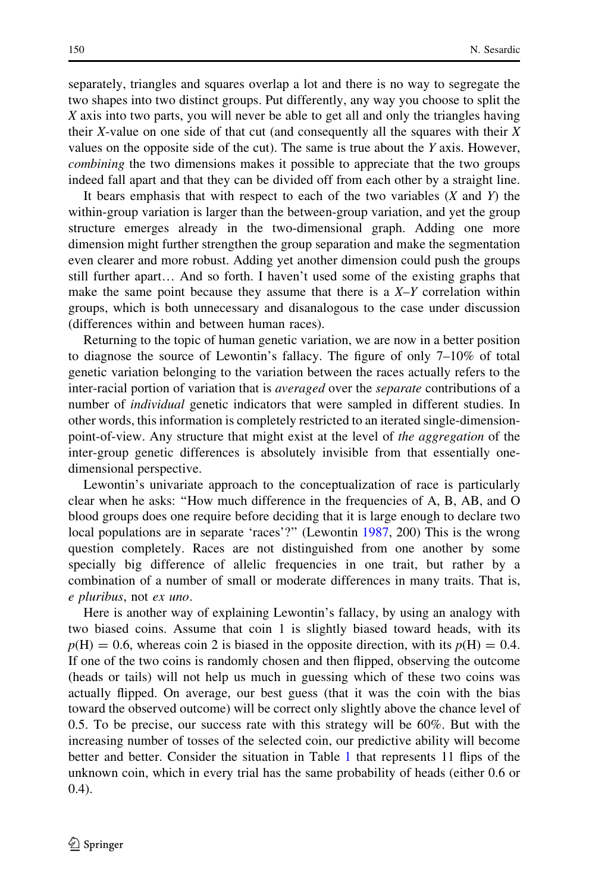separately, triangles and squares overlap a lot and there is no way to segregate the two shapes into two distinct groups. Put differently, any way you choose to split the *X* axis into two parts, you will never be able to get all and only the triangles having their *X*-value on one side of that cut (and consequently all the squares with their *X* values on the opposite side of the cut). The same is true about the *Y* axis. However, *combining* the two dimensions makes it possible to appreciate that the two groups indeed fall apart and that they can be divided off from each other by a straight line.

It bears emphasis that with respect to each of the two variables (*X* and *Y*) the within-group variation is larger than the between-group variation, and yet the group structure emerges already in the two-dimensional graph. Adding one more dimension might further strengthen the group separation and make the segmentation even clearer and more robust. Adding yet another dimension could push the groups still further apart… And so forth. I haven't used some of the existing graphs that make the same point because they assume that there is a *X*–*Y* correlation within groups, which is both unnecessary and disanalogous to the case under discussion (differences within and between human races).

Returning to the topic of human genetic variation, we are now in a better position to diagnose the source of Lewontin's fallacy. The figure of only 7–10% of total genetic variation belonging to the variation between the races actually refers to the inter-racial portion of variation that is *averaged* over the *separate* contributions of a number of *individual* genetic indicators that were sampled in different studies. In other words, this information is completely restricted to an iterated single-dimension-point-of-view. Any structure that might exist at the level of *the aggregation* of the inter-group genetic differences is absolutely invisible from that essentially one-dimensional perspective.

Lewontin's univariate approach to the conceptualization of race is particularly clear when he asks: "How much difference in the frequencies of A, B, AB, and O blood groups does one require before deciding that it is large enough to declare two local populations are in separate 'races'?" (Lewontin 1987, 200) This is the wrong question completely. Races are not distinguished from one another by some specially big difference of allelic frequencies in one trait, but rather by a combination of a number of small or moderate differences in many traits. That is, *e pluribus*, not *ex uno*.

Here is another way of explaining Lewontin's fallacy, by using an analogy with two biased coins. Assume that coin 1 is slightly biased toward heads, with its $p(\mathrm{H}) = 0.6$, whereas coin 2 is biased in the opposite direction, with its $p(\mathrm{H}) = 0.4$. If one of the two coins is randomly chosen and then flipped, observing the outcome (heads or tails) will not help us much in guessing which of these two coins was actually flipped. On average, our best guess (that it was the coin with the bias toward the observed outcome) will be correct only slightly above the chance level of 0.5. To be precise, our success rate with this strategy will be 60%. But with the increasing number of tosses of the selected coin, our predictive ability will become better and better. Consider the situation in Table 1 that represents 11 flips of the unknown coin, which in every trial has the same probability of heads (either 0.6 or 0.4).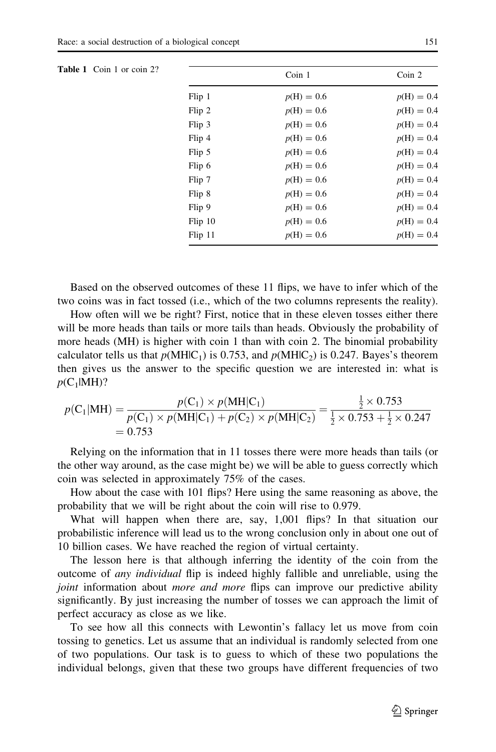**Table 1** Coin 1 or coin 2?

| | Coin 1 | Coin 2 |
|---|---|---|
| Flip 1 | $p(\text{H}) = 0.6$ | $p(\text{H}) = 0.4$ |
| Flip 2 | $p(\text{H}) = 0.6$ | $p(\text{H}) = 0.4$ |
| Flip 3 | $p(\text{H}) = 0.6$ | $p(\text{H}) = 0.4$ |
| Flip 4 | $p(\text{H}) = 0.6$ | $p(\text{H}) = 0.4$ |
| Flip 5 | $p(\text{H}) = 0.6$ | $p(\text{H}) = 0.4$ |
| Flip 6 | $p(\text{H}) = 0.6$ | $p(\text{H}) = 0.4$ |
| Flip 7 | $p(\text{H}) = 0.6$ | $p(\text{H}) = 0.4$ |
| Flip 8 | $p(\text{H}) = 0.6$ | $p(\text{H}) = 0.4$ |
| Flip 9 | $p(\text{H}) = 0.6$ | $p(\text{H}) = 0.4$ |
| Flip 10 | $p(\text{H}) = 0.6$ | $p(\text{H}) = 0.4$ |
| Flip 11 | $p(\text{H}) = 0.6$ | $p(\text{H}) = 0.4$ |

Based on the observed outcomes of these 11 flips, we have to infer which of the two coins was in fact tossed (i.e., which of the two columns represents the reality).

How often will we be right? First, notice that in these eleven tosses either there will be more heads than tails or more tails than heads. Obviously the probability of more heads (MH) is higher with coin 1 than with coin 2. The binomial probability calculator tells us that $p(\text{MH}|\text{C}_1)$ is 0.753, and $p(\text{MH}|\text{C}_2)$ is 0.247. Bayes's theorem then gives us the answer to the specific question we are interested in: what is $p(\text{C}_1|\text{MH})$?

$$p(\text{C}_1|\text{MH}) = \frac{p(\text{C}_1) \times p(\text{MH}|\text{C}_1)}{p(\text{C}_1) \times p(\text{MH}|\text{C}_1) + p(\text{C}_2) \times p(\text{MH}|\text{C}_2)} = \frac{\frac{1}{2} \times 0.753}{\frac{1}{2} \times 0.753 + \frac{1}{2} \times 0.247} = 0.753$$

Relying on the information that in 11 tosses there were more heads than tails (or the other way around, as the case might be) we will be able to guess correctly which coin was selected in approximately 75% of the cases.

How about the case with 101 flips? Here using the same reasoning as above, the probability that we will be right about the coin will rise to 0.979.

What will happen when there are, say, 1,001 flips? In that situation our probabilistic inference will lead us to the wrong conclusion only in about one out of 10 billion cases. We have reached the region of virtual certainty.

The lesson here is that although inferring the identity of the coin from the outcome of *any individual* flip is indeed highly fallible and unreliable, using the *joint* information about *more and more* flips can improve our predictive ability significantly. By just increasing the number of tosses we can approach the limit of perfect accuracy as close as we like.

To see how all this connects with Lewontin's fallacy let us move from coin tossing to genetics. Let us assume that an individual is randomly selected from one of two populations. Our task is to guess to which of these two populations the individual belongs, given that these two groups have different frequencies of two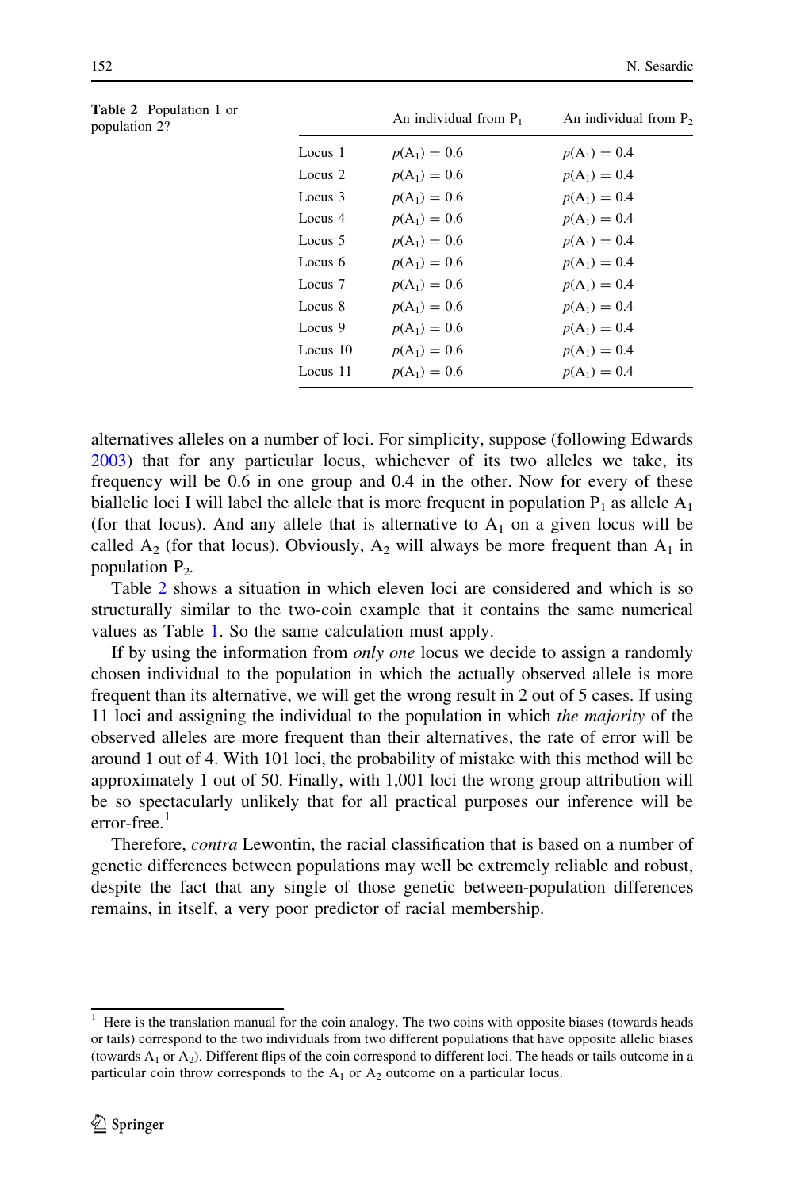**Table 2** Population 1 or population 2?

| | An individual from $P_1$ | An individual from $P_2$ |
|---|---|---|
| Locus 1 | $p(A_1) = 0.6$ | $p(A_1) = 0.4$ |
| Locus 2 | $p(A_1) = 0.6$ | $p(A_1) = 0.4$ |
| Locus 3 | $p(A_1) = 0.6$ | $p(A_1) = 0.4$ |
| Locus 4 | $p(A_1) = 0.6$ | $p(A_1) = 0.4$ |
| Locus 5 | $p(A_1) = 0.6$ | $p(A_1) = 0.4$ |
| Locus 6 | $p(A_1) = 0.6$ | $p(A_1) = 0.4$ |
| Locus 7 | $p(A_1) = 0.6$ | $p(A_1) = 0.4$ |
| Locus 8 | $p(A_1) = 0.6$ | $p(A_1) = 0.4$ |
| Locus 9 | $p(A_1) = 0.6$ | $p(A_1) = 0.4$ |
| Locus 10 | $p(A_1) = 0.6$ | $p(A_1) = 0.4$ |
| Locus 11 | $p(A_1) = 0.6$ | $p(A_1) = 0.4$ |

alternatives alleles on a number of loci. For simplicity, suppose (following Edwards 2003) that for any particular locus, whichever of its two alleles we take, its frequency will be 0.6 in one group and 0.4 in the other. Now for every of these biallelic loci I will label the allele that is more frequent in population $P_1$ as allele $A_1$ (for that locus). And any allele that is alternative to $A_1$ on a given locus will be called $A_2$ (for that locus). Obviously, $A_2$ will always be more frequent than $A_1$ in population $P_2$.

Table 2 shows a situation in which eleven loci are considered and which is so structurally similar to the two-coin example that it contains the same numerical values as Table 1. So the same calculation must apply.

If by using the information from *only one* locus we decide to assign a randomly chosen individual to the population in which the actually observed allele is more frequent than its alternative, we will get the wrong result in 2 out of 5 cases. If using 11 loci and assigning the individual to the population in which *the majority* of the observed alleles are more frequent than their alternatives, the rate of error will be around 1 out of 4. With 101 loci, the probability of mistake with this method will be approximately 1 out of 50. Finally, with 1,001 loci the wrong group attribution will be so spectacularly unlikely that for all practical purposes our inference will be error-free.[1]

Therefore, *contra* Lewontin, the racial classification that is based on a number of genetic differences between populations may well be extremely reliable and robust, despite the fact that any single of those genetic between-population differences remains, in itself, a very poor predictor of racial membership.

[1] Here is the translation manual for the coin analogy. The two coins with opposite biases (towards heads or tails) correspond to the two individuals from two different populations that have opposite allelic biases (towards $A_1$ or $A_2$). Different flips of the coin correspond to different loci. The heads or tails outcome in a particular coin throw corresponds to the $A_1$ or $A_2$ outcome on a particular locus.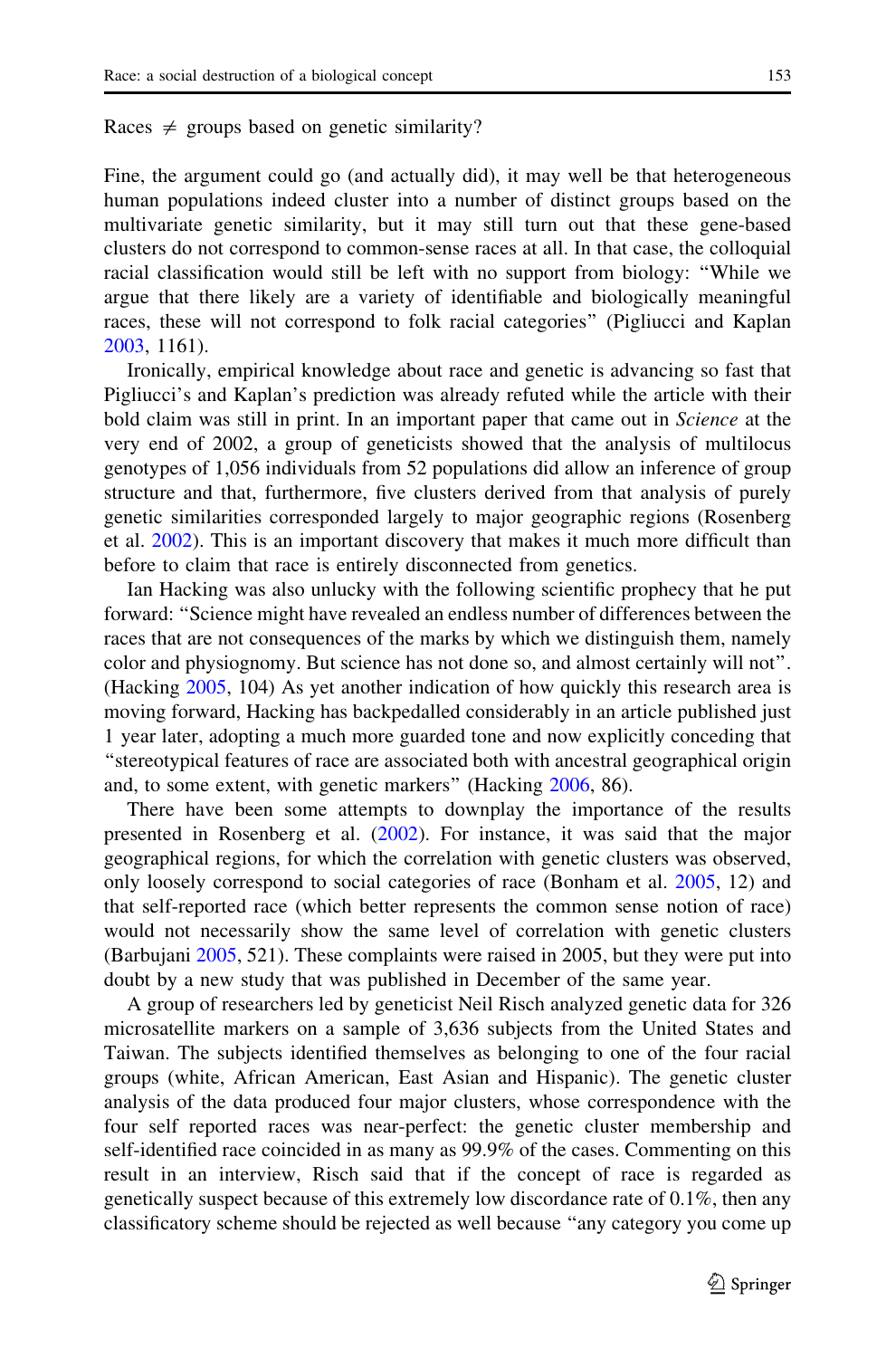Races $\neq$ groups based on genetic similarity?

Fine, the argument could go (and actually did), it may well be that heterogeneous human populations indeed cluster into a number of distinct groups based on the multivariate genetic similarity, but it may still turn out that these gene-based clusters do not correspond to common-sense races at all. In that case, the colloquial racial classification would still be left with no support from biology: "While we argue that there likely are a variety of identifiable and biologically meaningful races, these will not correspond to folk racial categories" (Pigliucci and Kaplan 2003, 1161).

Ironically, empirical knowledge about race and genetic is advancing so fast that Pigliucci's and Kaplan's prediction was already refuted while the article with their bold claim was still in print. In an important paper that came out in *Science* at the very end of 2002, a group of geneticists showed that the analysis of multilocus genotypes of 1,056 individuals from 52 populations did allow an inference of group structure and that, furthermore, five clusters derived from that analysis of purely genetic similarities corresponded largely to major geographic regions (Rosenberg et al. 2002). This is an important discovery that makes it much more difficult than before to claim that race is entirely disconnected from genetics.

Ian Hacking was also unlucky with the following scientific prophecy that he put forward: "Science might have revealed an endless number of differences between the races that are not consequences of the marks by which we distinguish them, namely color and physiognomy. But science has not done so, and almost certainly will not". (Hacking 2005, 104) As yet another indication of how quickly this research area is moving forward, Hacking has backpedalled considerably in an article published just 1 year later, adopting a much more guarded tone and now explicitly conceding that "stereotypical features of race are associated both with ancestral geographical origin and, to some extent, with genetic markers" (Hacking 2006, 86).

There have been some attempts to downplay the importance of the results presented in Rosenberg et al. (2002). For instance, it was said that the major geographical regions, for which the correlation with genetic clusters was observed, only loosely correspond to social categories of race (Bonham et al. 2005, 12) and that self-reported race (which better represents the common sense notion of race) would not necessarily show the same level of correlation with genetic clusters (Barbujani 2005, 521). These complaints were raised in 2005, but they were put into doubt by a new study that was published in December of the same year.

A group of researchers led by geneticist Neil Risch analyzed genetic data for 326 microsatellite markers on a sample of 3,636 subjects from the United States and Taiwan. The subjects identified themselves as belonging to one of the four racial groups (white, African American, East Asian and Hispanic). The genetic cluster analysis of the data produced four major clusters, whose correspondence with the four self reported races was near-perfect: the genetic cluster membership and self-identified race coincided in as many as 99.9% of the cases. Commenting on this result in an interview, Risch said that if the concept of race is regarded as genetically suspect because of this extremely low discordance rate of 0.1%, then any classificatory scheme should be rejected as well because "any category you come up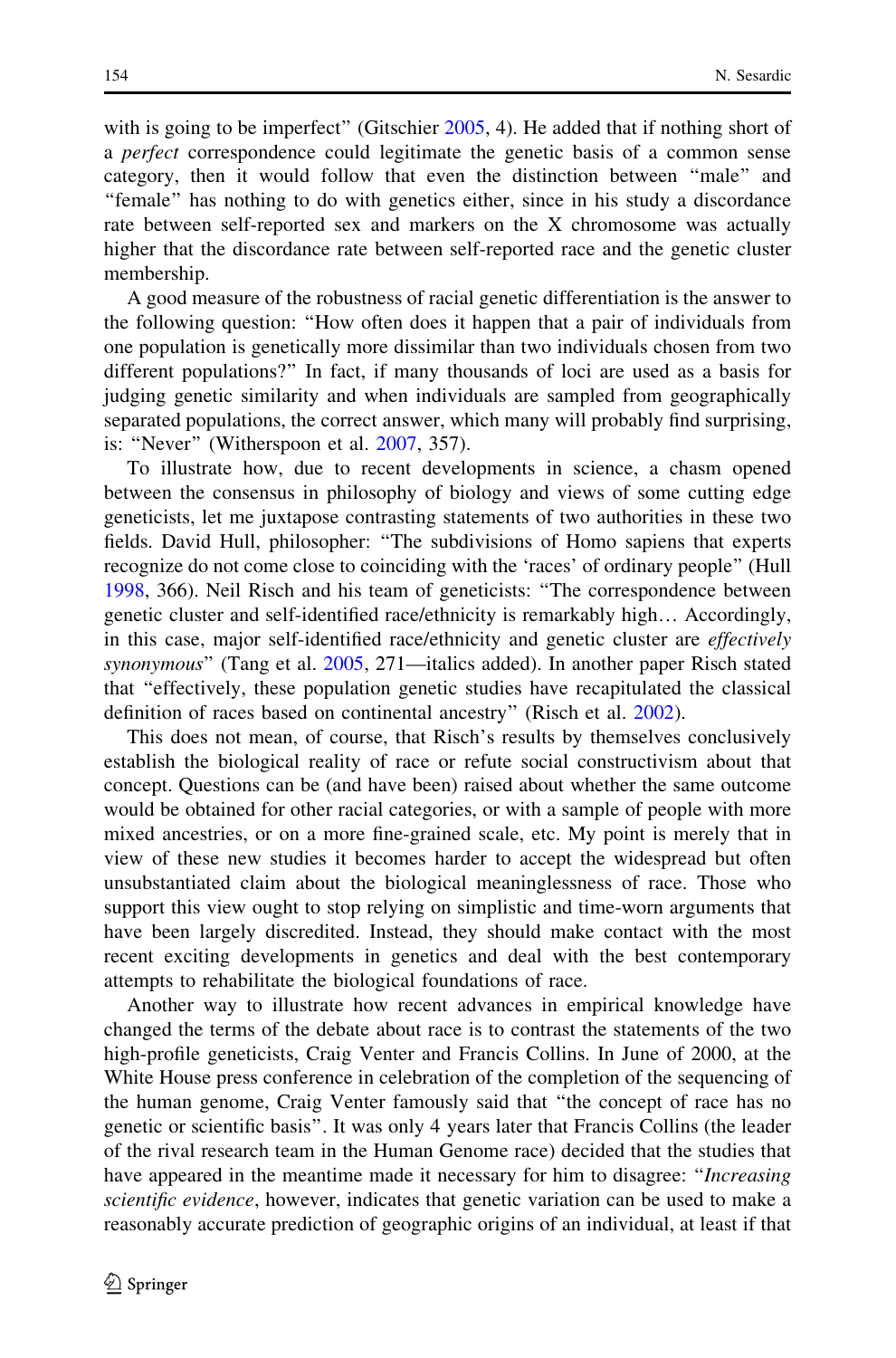with is going to be imperfect" (Gitschier 2005, 4). He added that if nothing short of a *perfect* correspondence could legitimate the genetic basis of a common sense category, then it would follow that even the distinction between "male" and "female" has nothing to do with genetics either, since in his study a discordance rate between self-reported sex and markers on the X chromosome was actually higher that the discordance rate between self-reported race and the genetic cluster membership.

A good measure of the robustness of racial genetic differentiation is the answer to the following question: "How often does it happen that a pair of individuals from one population is genetically more dissimilar than two individuals chosen from two different populations?" In fact, if many thousands of loci are used as a basis for judging genetic similarity and when individuals are sampled from geographically separated populations, the correct answer, which many will probably find surprising, is: "Never" (Witherspoon et al. 2007, 357).

To illustrate how, due to recent developments in science, a chasm opened between the consensus in philosophy of biology and views of some cutting edge geneticists, let me juxtapose contrasting statements of two authorities in these two fields. David Hull, philosopher: "The subdivisions of Homo sapiens that experts recognize do not come close to coinciding with the 'races' of ordinary people" (Hull 1998, 366). Neil Risch and his team of geneticists: "The correspondence between genetic cluster and self-identified race/ethnicity is remarkably high… Accordingly, in this case, major self-identified race/ethnicity and genetic cluster are *effectively synonymous*" (Tang et al. 2005, 271—italics added). In another paper Risch stated that "effectively, these population genetic studies have recapitulated the classical definition of races based on continental ancestry" (Risch et al. 2002).

This does not mean, of course, that Risch's results by themselves conclusively establish the biological reality of race or refute social constructivism about that concept. Questions can be (and have been) raised about whether the same outcome would be obtained for other racial categories, or with a sample of people with more mixed ancestries, or on a more fine-grained scale, etc. My point is merely that in view of these new studies it becomes harder to accept the widespread but often unsubstantiated claim about the biological meaninglessness of race. Those who support this view ought to stop relying on simplistic and time-worn arguments that have been largely discredited. Instead, they should make contact with the most recent exciting developments in genetics and deal with the best contemporary attempts to rehabilitate the biological foundations of race.

Another way to illustrate how recent advances in empirical knowledge have changed the terms of the debate about race is to contrast the statements of the two high-profile geneticists, Craig Venter and Francis Collins. In June of 2000, at the White House press conference in celebration of the completion of the sequencing of the human genome, Craig Venter famously said that "the concept of race has no genetic or scientific basis". It was only 4 years later that Francis Collins (the leader of the rival research team in the Human Genome race) decided that the studies that have appeared in the meantime made it necessary for him to disagree: "*Increasing scientific evidence*, however, indicates that genetic variation can be used to make a reasonably accurate prediction of geographic origins of an individual, at least if that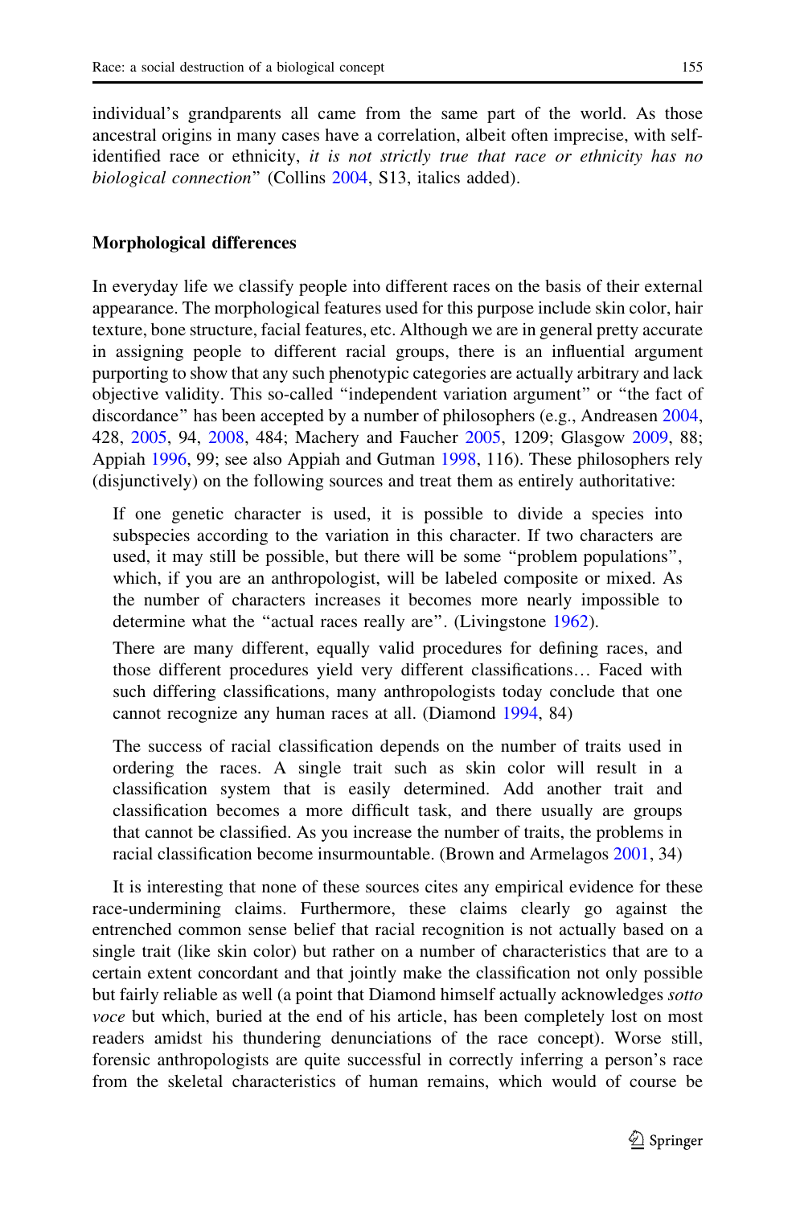individual's grandparents all came from the same part of the world. As those ancestral origins in many cases have a correlation, albeit often imprecise, with self-identified race or ethnicity, *it is not strictly true that race or ethnicity has no biological connection*" (Collins 2004, S13, italics added).

## Morphological differences

In everyday life we classify people into different races on the basis of their external appearance. The morphological features used for this purpose include skin color, hair texture, bone structure, facial features, etc. Although we are in general pretty accurate in assigning people to different racial groups, there is an influential argument purporting to show that any such phenotypic categories are actually arbitrary and lack objective validity. This so-called "independent variation argument" or "the fact of discordance" has been accepted by a number of philosophers (e.g., Andreasen 2004, 428, 2005, 94, 2008, 484; Machery and Faucher 2005, 1209; Glasgow 2009, 88; Appiah 1996, 99; see also Appiah and Gutman 1998, 116). These philosophers rely (disjunctively) on the following sources and treat them as entirely authoritative:

> If one genetic character is used, it is possible to divide a species into subspecies according to the variation in this character. If two characters are used, it may still be possible, but there will be some "problem populations", which, if you are an anthropologist, will be labeled composite or mixed. As the number of characters increases it becomes more nearly impossible to determine what the "actual races really are". (Livingstone 1962).

> There are many different, equally valid procedures for defining races, and those different procedures yield very different classifications… Faced with such differing classifications, many anthropologists today conclude that one cannot recognize any human races at all. (Diamond 1994, 84)

> The success of racial classification depends on the number of traits used in ordering the races. A single trait such as skin color will result in a classification system that is easily determined. Add another trait and classification becomes a more difficult task, and there usually are groups that cannot be classified. As you increase the number of traits, the problems in racial classification become insurmountable. (Brown and Armelagos 2001, 34)

It is interesting that none of these sources cites any empirical evidence for these race-undermining claims. Furthermore, these claims clearly go against the entrenched common sense belief that racial recognition is not actually based on a single trait (like skin color) but rather on a number of characteristics that are to a certain extent concordant and that jointly make the classification not only possible but fairly reliable as well (a point that Diamond himself actually acknowledges *sotto voce* but which, buried at the end of his article, has been completely lost on most readers amidst his thundering denunciations of the race concept). Worse still, forensic anthropologists are quite successful in correctly inferring a person's race from the skeletal characteristics of human remains, which would of course be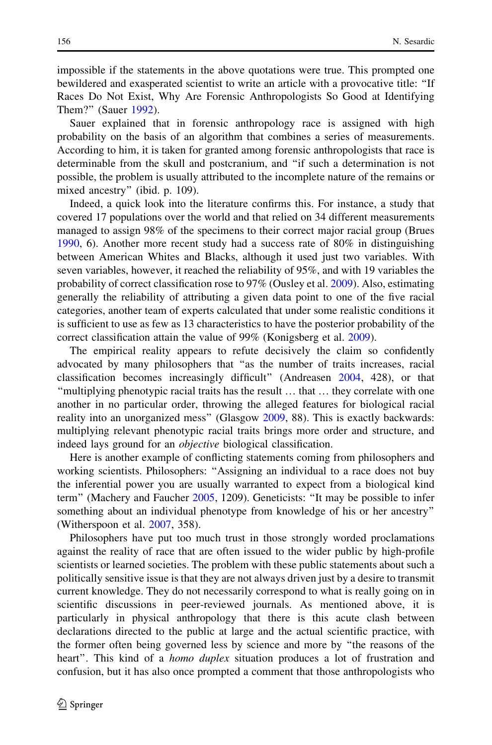impossible if the statements in the above quotations were true. This prompted one bewildered and exasperated scientist to write an article with a provocative title: "If Races Do Not Exist, Why Are Forensic Anthropologists So Good at Identifying Them?" (Sauer 1992).

Sauer explained that in forensic anthropology race is assigned with high probability on the basis of an algorithm that combines a series of measurements. According to him, it is taken for granted among forensic anthropologists that race is determinable from the skull and postcranium, and "if such a determination is not possible, the problem is usually attributed to the incomplete nature of the remains or mixed ancestry" (ibid. p. 109).

Indeed, a quick look into the literature confirms this. For instance, a study that covered 17 populations over the world and that relied on 34 different measurements managed to assign 98% of the specimens to their correct major racial group (Brues 1990, 6). Another more recent study had a success rate of 80% in distinguishing between American Whites and Blacks, although it used just two variables. With seven variables, however, it reached the reliability of 95%, and with 19 variables the probability of correct classification rose to 97% (Ousley et al. 2009). Also, estimating generally the reliability of attributing a given data point to one of the five racial categories, another team of experts calculated that under some realistic conditions it is sufficient to use as few as 13 characteristics to have the posterior probability of the correct classification attain the value of 99% (Konigsberg et al. 2009).

The empirical reality appears to refute decisively the claim so confidently advocated by many philosophers that "as the number of traits increases, racial classification becomes increasingly difficult" (Andreasen 2004, 428), or that "multiplying phenotypic racial traits has the result … that … they correlate with one another in no particular order, throwing the alleged features for biological racial reality into an unorganized mess" (Glasgow 2009, 88). This is exactly backwards: multiplying relevant phenotypic racial traits brings more order and structure, and indeed lays ground for an *objective* biological classification.

Here is another example of conflicting statements coming from philosophers and working scientists. Philosophers: "Assigning an individual to a race does not buy the inferential power you are usually warranted to expect from a biological kind term" (Machery and Faucher 2005, 1209). Geneticists: "It may be possible to infer something about an individual phenotype from knowledge of his or her ancestry" (Witherspoon et al. 2007, 358).

Philosophers have put too much trust in those strongly worded proclamations against the reality of race that are often issued to the wider public by high-profile scientists or learned societies. The problem with these public statements about such a politically sensitive issue is that they are not always driven just by a desire to transmit current knowledge. They do not necessarily correspond to what is really going on in scientific discussions in peer-reviewed journals. As mentioned above, it is particularly in physical anthropology that there is this acute clash between declarations directed to the public at large and the actual scientific practice, with the former often being governed less by science and more by "the reasons of the heart". This kind of a *homo duplex* situation produces a lot of frustration and confusion, but it has also once prompted a comment that those anthropologists who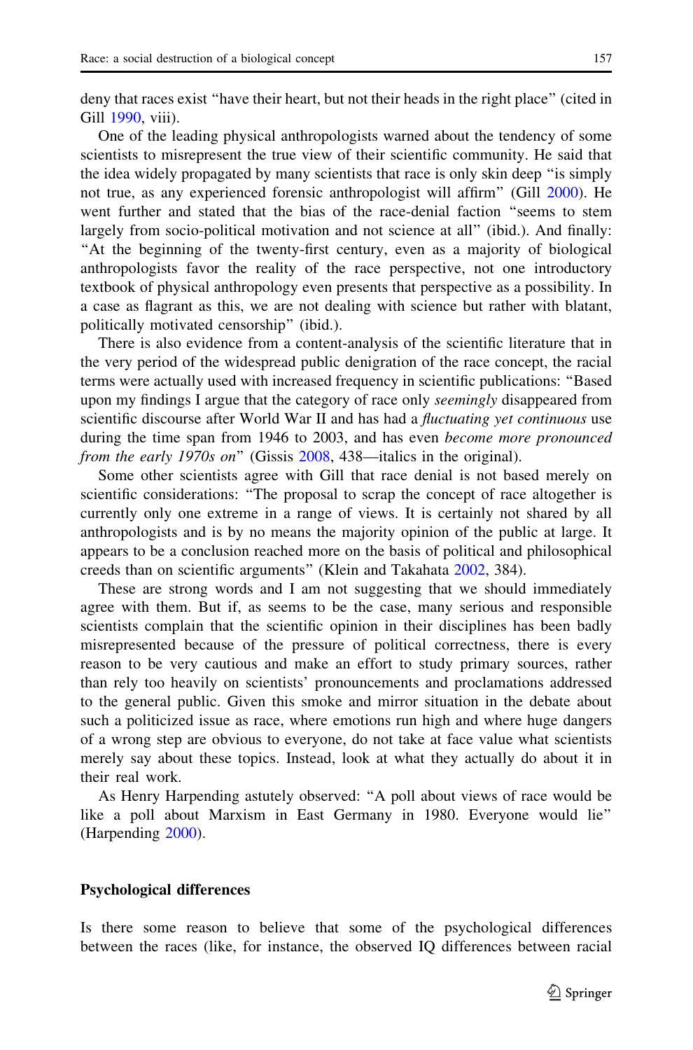deny that races exist "have their heart, but not their heads in the right place" (cited in Gill 1990, viii).

One of the leading physical anthropologists warned about the tendency of some scientists to misrepresent the true view of their scientific community. He said that the idea widely propagated by many scientists that race is only skin deep "is simply not true, as any experienced forensic anthropologist will affirm" (Gill 2000). He went further and stated that the bias of the race-denial faction "seems to stem largely from socio-political motivation and not science at all" (ibid.). And finally: "At the beginning of the twenty-first century, even as a majority of biological anthropologists favor the reality of the race perspective, not one introductory textbook of physical anthropology even presents that perspective as a possibility. In a case as flagrant as this, we are not dealing with science but rather with blatant, politically motivated censorship" (ibid.).

There is also evidence from a content-analysis of the scientific literature that in the very period of the widespread public denigration of the race concept, the racial terms were actually used with increased frequency in scientific publications: "Based upon my findings I argue that the category of race only *seemingly* disappeared from scientific discourse after World War II and has had a *fluctuating yet continuous* use during the time span from 1946 to 2003, and has even *become more pronounced from the early 1970s on*" (Gissis 2008, 438—italics in the original).

Some other scientists agree with Gill that race denial is not based merely on scientific considerations: "The proposal to scrap the concept of race altogether is currently only one extreme in a range of views. It is certainly not shared by all anthropologists and is by no means the majority opinion of the public at large. It appears to be a conclusion reached more on the basis of political and philosophical creeds than on scientific arguments" (Klein and Takahata 2002, 384).

These are strong words and I am not suggesting that we should immediately agree with them. But if, as seems to be the case, many serious and responsible scientists complain that the scientific opinion in their disciplines has been badly misrepresented because of the pressure of political correctness, there is every reason to be very cautious and make an effort to study primary sources, rather than rely too heavily on scientists' pronouncements and proclamations addressed to the general public. Given this smoke and mirror situation in the debate about such a politicized issue as race, where emotions run high and where huge dangers of a wrong step are obvious to everyone, do not take at face value what scientists merely say about these topics. Instead, look at what they actually do about it in their real work.

As Henry Harpending astutely observed: "A poll about views of race would be like a poll about Marxism in East Germany in 1980. Everyone would lie" (Harpending 2000).

### Psychological differences

Is there some reason to believe that some of the psychological differences between the races (like, for instance, the observed IQ differences between racial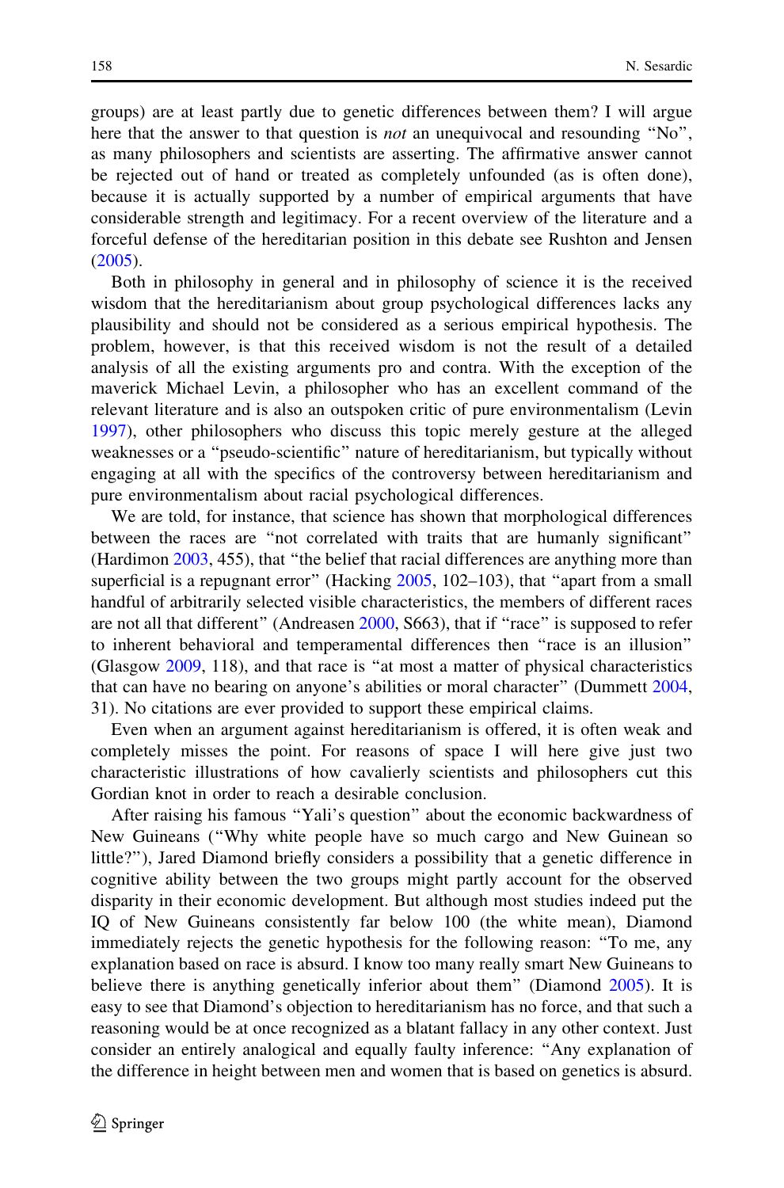groups) are at least partly due to genetic differences between them? I will argue here that the answer to that question is *not* an unequivocal and resounding "No", as many philosophers and scientists are asserting. The affirmative answer cannot be rejected out of hand or treated as completely unfounded (as is often done), because it is actually supported by a number of empirical arguments that have considerable strength and legitimacy. For a recent overview of the literature and a forceful defense of the hereditarian position in this debate see Rushton and Jensen (2005).

Both in philosophy in general and in philosophy of science it is the received wisdom that the hereditarianism about group psychological differences lacks any plausibility and should not be considered as a serious empirical hypothesis. The problem, however, is that this received wisdom is not the result of a detailed analysis of all the existing arguments pro and contra. With the exception of the maverick Michael Levin, a philosopher who has an excellent command of the relevant literature and is also an outspoken critic of pure environmentalism (Levin 1997), other philosophers who discuss this topic merely gesture at the alleged weaknesses or a "pseudo-scientific" nature of hereditarianism, but typically without engaging at all with the specifics of the controversy between hereditarianism and pure environmentalism about racial psychological differences.

We are told, for instance, that science has shown that morphological differences between the races are "not correlated with traits that are humanly significant" (Hardimon 2003, 455), that "the belief that racial differences are anything more than superficial is a repugnant error" (Hacking 2005, 102–103), that "apart from a small handful of arbitrarily selected visible characteristics, the members of different races are not all that different" (Andreasen 2000, S663), that if "race" is supposed to refer to inherent behavioral and temperamental differences then "race is an illusion" (Glasgow 2009, 118), and that race is "at most a matter of physical characteristics that can have no bearing on anyone's abilities or moral character" (Dummett 2004, 31). No citations are ever provided to support these empirical claims.

Even when an argument against hereditarianism is offered, it is often weak and completely misses the point. For reasons of space I will here give just two characteristic illustrations of how cavalierly scientists and philosophers cut this Gordian knot in order to reach a desirable conclusion.

After raising his famous "Yali's question" about the economic backwardness of New Guineans ("Why white people have so much cargo and New Guinean so little?"), Jared Diamond briefly considers a possibility that a genetic difference in cognitive ability between the two groups might partly account for the observed disparity in their economic development. But although most studies indeed put the IQ of New Guineans consistently far below 100 (the white mean), Diamond immediately rejects the genetic hypothesis for the following reason: "To me, any explanation based on race is absurd. I know too many really smart New Guineans to believe there is anything genetically inferior about them" (Diamond 2005). It is easy to see that Diamond's objection to hereditarianism has no force, and that such a reasoning would be at once recognized as a blatant fallacy in any other context. Just consider an entirely analogical and equally faulty inference: "Any explanation of the difference in height between men and women that is based on genetics is absurd.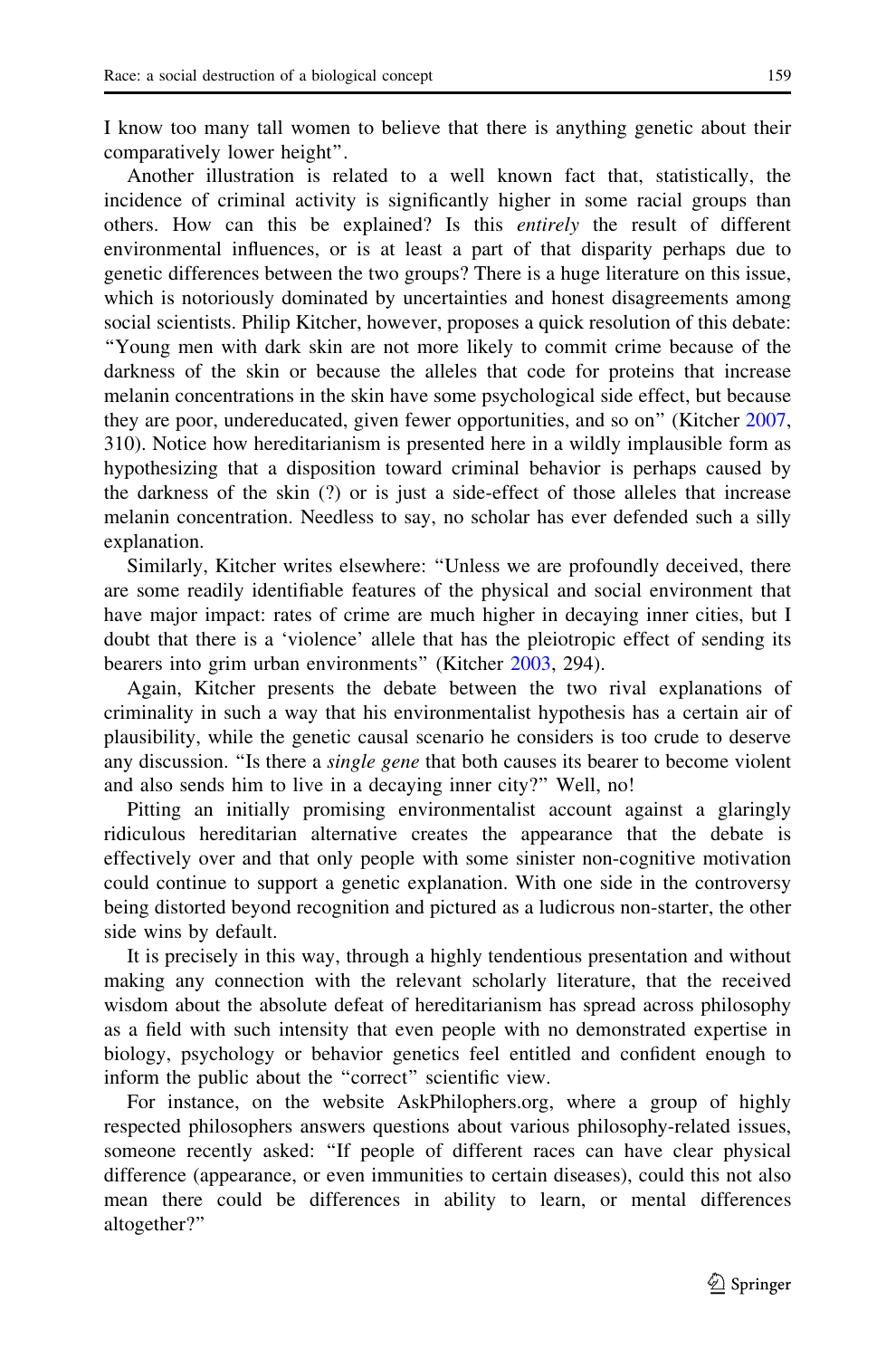I know too many tall women to believe that there is anything genetic about their comparatively lower height".

Another illustration is related to a well known fact that, statistically, the incidence of criminal activity is significantly higher in some racial groups than others. How can this be explained? Is this *entirely* the result of different environmental influences, or is at least a part of that disparity perhaps due to genetic differences between the two groups? There is a huge literature on this issue, which is notoriously dominated by uncertainties and honest disagreements among social scientists. Philip Kitcher, however, proposes a quick resolution of this debate: "Young men with dark skin are not more likely to commit crime because of the darkness of the skin or because the alleles that code for proteins that increase melanin concentrations in the skin have some psychological side effect, but because they are poor, undereducated, given fewer opportunities, and so on" (Kitcher 2007, 310). Notice how hereditarianism is presented here in a wildly implausible form as hypothesizing that a disposition toward criminal behavior is perhaps caused by the darkness of the skin (?) or is just a side-effect of those alleles that increase melanin concentration. Needless to say, no scholar has ever defended such a silly explanation.

Similarly, Kitcher writes elsewhere: "Unless we are profoundly deceived, there are some readily identifiable features of the physical and social environment that have major impact: rates of crime are much higher in decaying inner cities, but I doubt that there is a 'violence' allele that has the pleiotropic effect of sending its bearers into grim urban environments" (Kitcher 2003, 294).

Again, Kitcher presents the debate between the two rival explanations of criminality in such a way that his environmentalist hypothesis has a certain air of plausibility, while the genetic causal scenario he considers is too crude to deserve any discussion. "Is there a *single gene* that both causes its bearer to become violent and also sends him to live in a decaying inner city?" Well, no!

Pitting an initially promising environmentalist account against a glaringly ridiculous hereditarian alternative creates the appearance that the debate is effectively over and that only people with some sinister non-cognitive motivation could continue to support a genetic explanation. With one side in the controversy being distorted beyond recognition and pictured as a ludicrous non-starter, the other side wins by default.

It is precisely in this way, through a highly tendentious presentation and without making any connection with the relevant scholarly literature, that the received wisdom about the absolute defeat of hereditarianism has spread across philosophy as a field with such intensity that even people with no demonstrated expertise in biology, psychology or behavior genetics feel entitled and confident enough to inform the public about the "correct" scientific view.

For instance, on the website AskPhilophers.org, where a group of highly respected philosophers answers questions about various philosophy-related issues, someone recently asked: "If people of different races can have clear physical difference (appearance, or even immunities to certain diseases), could this not also mean there could be differences in ability to learn, or mental differences altogether?"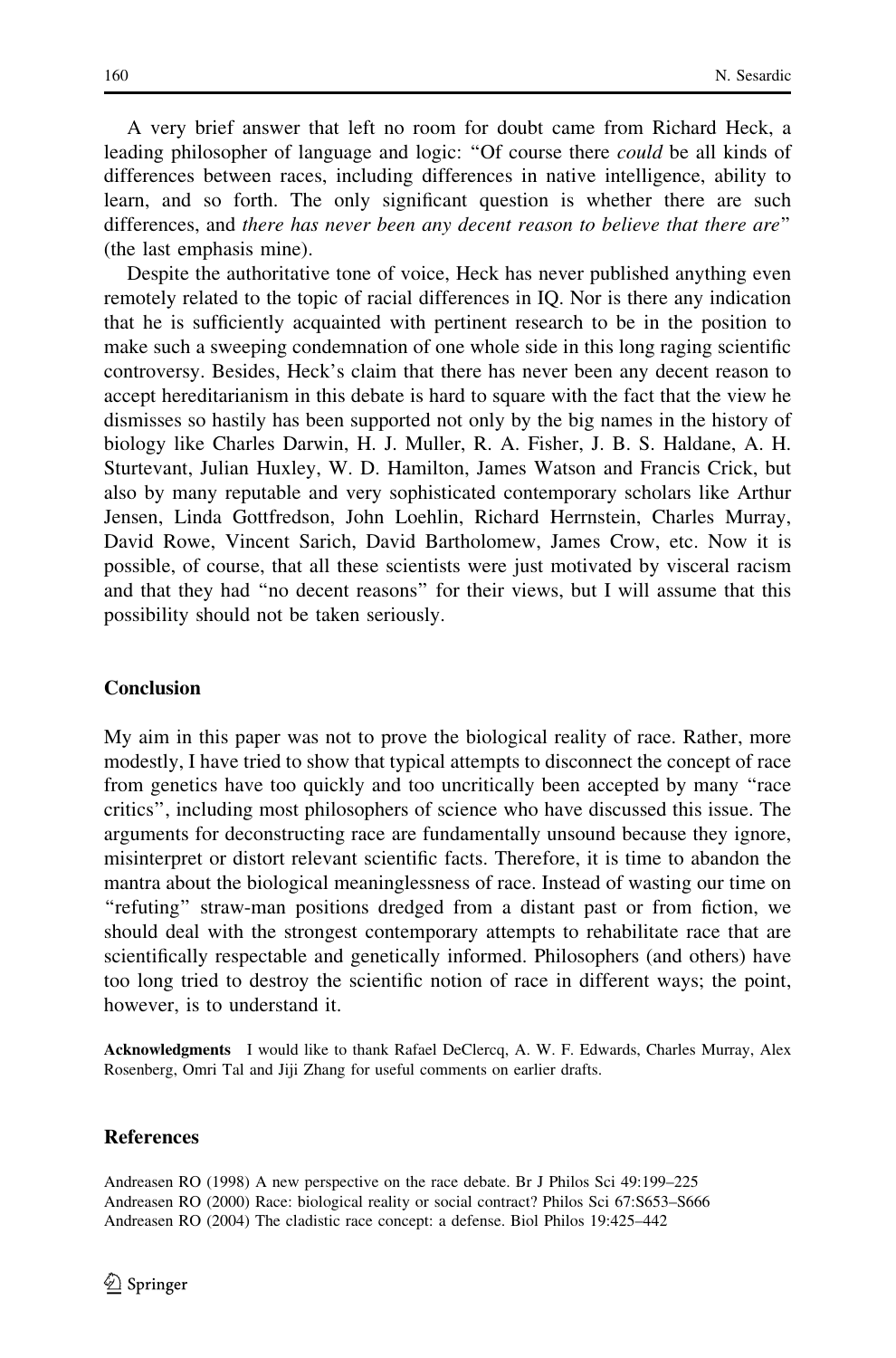A very brief answer that left no room for doubt came from Richard Heck, a leading philosopher of language and logic: "Of course there *could* be all kinds of differences between races, including differences in native intelligence, ability to learn, and so forth. The only significant question is whether there are such differences, and *there has never been any decent reason to believe that there are*" (the last emphasis mine).

Despite the authoritative tone of voice, Heck has never published anything even remotely related to the topic of racial differences in IQ. Nor is there any indication that he is sufficiently acquainted with pertinent research to be in the position to make such a sweeping condemnation of one whole side in this long raging scientific controversy. Besides, Heck's claim that there has never been any decent reason to accept hereditarianism in this debate is hard to square with the fact that the view he dismisses so hastily has been supported not only by the big names in the history of biology like Charles Darwin, H. J. Muller, R. A. Fisher, J. B. S. Haldane, A. H. Sturtevant, Julian Huxley, W. D. Hamilton, James Watson and Francis Crick, but also by many reputable and very sophisticated contemporary scholars like Arthur Jensen, Linda Gottfredson, John Loehlin, Richard Herrnstein, Charles Murray, David Rowe, Vincent Sarich, David Bartholomew, James Crow, etc. Now it is possible, of course, that all these scientists were just motivated by visceral racism and that they had "no decent reasons" for their views, but I will assume that this possibility should not be taken seriously.

## Conclusion

My aim in this paper was not to prove the biological reality of race. Rather, more modestly, I have tried to show that typical attempts to disconnect the concept of race from genetics have too quickly and too uncritically been accepted by many "race critics", including most philosophers of science who have discussed this issue. The arguments for deconstructing race are fundamentally unsound because they ignore, misinterpret or distort relevant scientific facts. Therefore, it is time to abandon the mantra about the biological meaninglessness of race. Instead of wasting our time on "refuting" straw-man positions dredged from a distant past or from fiction, we should deal with the strongest contemporary attempts to rehabilitate race that are scientifically respectable and genetically informed. Philosophers (and others) have too long tried to destroy the scientific notion of race in different ways; the point, however, is to understand it.

**Acknowledgments** I would like to thank Rafael DeClercq, A. W. F. Edwards, Charles Murray, Alex Rosenberg, Omri Tal and Jiji Zhang for useful comments on earlier drafts.

## References

Andreasen RO (1998) A new perspective on the race debate. Br J Philos Sci 49:199–225

Andreasen RO (2000) Race: biological reality or social contract? Philos Sci 67:S653–S666

Andreasen RO (2004) The cladistic race concept: a defense. Biol Philos 19:425–442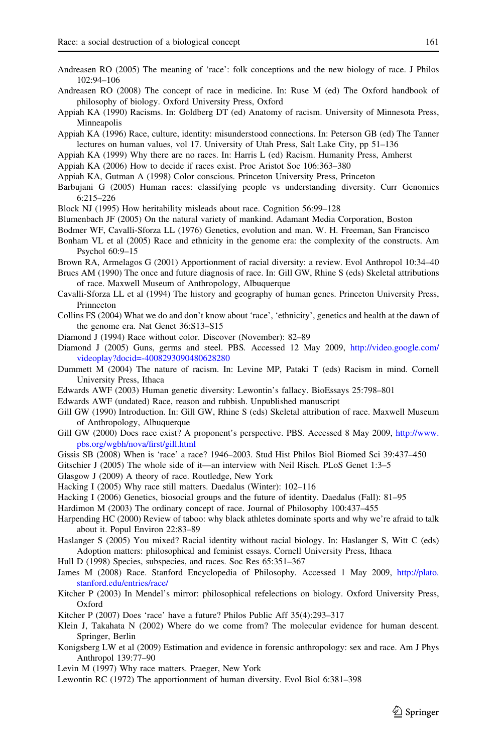Andreasen RO (2005) The meaning of 'race': folk conceptions and the new biology of race. J Philos 102:94–106

Andreasen RO (2008) The concept of race in medicine. In: Ruse M (ed) The Oxford handbook of philosophy of biology. Oxford University Press, Oxford

Appiah KA (1990) Racisms. In: Goldberg DT (ed) Anatomy of racism. University of Minnesota Press, Minneapolis

Appiah KA (1996) Race, culture, identity: misunderstood connections. In: Peterson GB (ed) The Tanner lectures on human values, vol 17. University of Utah Press, Salt Lake City, pp 51–136

Appiah KA (1999) Why there are no races. In: Harris L (ed) Racism. Humanity Press, Amherst

Appiah KA (2006) How to decide if races exist. Proc Aristot Soc 106:363–380

Appiah KA, Gutman A (1998) Color conscious. Princeton University Press, Princeton

Barbujani G (2005) Human races: classifying people vs understanding diversity. Curr Genomics 6:215–226

Block NJ (1995) How heritability misleads about race. Cognition 56:99–128

Blumenbach JF (2005) On the natural variety of mankind. Adamant Media Corporation, Boston

Bodmer WF, Cavalli-Sforza LL (1976) Genetics, evolution and man. W. H. Freeman, San Francisco

Bonham VL et al (2005) Race and ethnicity in the genome era: the complexity of the constructs. Am Psychol 60:9–15

Brown RA, Armelagos G (2001) Apportionment of racial diversity: a review. Evol Anthropol 10:34–40

Brues AM (1990) The once and future diagnosis of race. In: Gill GW, Rhine S (eds) Skeletal attributions of race. Maxwell Museum of Anthropology, Albuquerque

Cavalli-Sforza LL et al (1994) The history and geography of human genes. Princeton University Press, Prinnceton

Collins FS (2004) What we do and don't know about 'race', 'ethnicity', genetics and health at the dawn of the genome era. Nat Genet 36:S13–S15

Diamond J (1994) Race without color. Discover (November): 82–89

Diamond J (2005) Guns, germs and steel. PBS. Accessed 12 May 2009, http://video.google.com/videoplay?docid=-4008293090480628280

Dummett M (2004) The nature of racism. In: Levine MP, Pataki T (eds) Racism in mind. Cornell University Press, Ithaca

Edwards AWF (2003) Human genetic diversity: Lewontin's fallacy. BioEssays 25:798–801

Edwards AWF (undated) Race, reason and rubbish. Unpublished manuscript

Gill GW (1990) Introduction. In: Gill GW, Rhine S (eds) Skeletal attribution of race. Maxwell Museum of Anthropology, Albuquerque

Gill GW (2000) Does race exist? A proponent's perspective. PBS. Accessed 8 May 2009, http://www.pbs.org/wgbh/nova/first/gill.html

Gissis SB (2008) When is 'race' a race? 1946–2003. Stud Hist Philos Biol Biomed Sci 39:437–450

Gitschier J (2005) The whole side of it—an interview with Neil Risch. PLoS Genet 1:3–5

Glasgow J (2009) A theory of race. Routledge, New York

Hacking I (2005) Why race still matters. Daedalus (Winter): 102–116

Hacking I (2006) Genetics, biosocial groups and the future of identity. Daedalus (Fall): 81–95

Hardimon M (2003) The ordinary concept of race. Journal of Philosophy 100:437–455

Harpending HC (2000) Review of taboo: why black athletes dominate sports and why we're afraid to talk about it. Popul Environ 22:83–89

Haslanger S (2005) You mixed? Racial identity without racial biology. In: Haslanger S, Witt C (eds) Adoption matters: philosophical and feminist essays. Cornell University Press, Ithaca

Hull D (1998) Species, subspecies, and races. Soc Res 65:351–367

James M (2008) Race. Stanford Encyclopedia of Philosophy. Accessed 1 May 2009, http://plato.stanford.edu/entries/race/

Kitcher P (2003) In Mendel's mirror: philosophical refelections on biology. Oxford University Press, Oxford

Kitcher P (2007) Does 'race' have a future? Philos Public Aff 35(4):293–317

Klein J, Takahata N (2002) Where do we come from? The molecular evidence for human descent. Springer, Berlin

Konigsberg LW et al (2009) Estimation and evidence in forensic anthropology: sex and race. Am J Phys Anthropol 139:77–90

Levin M (1997) Why race matters. Praeger, New York

Lewontin RC (1972) The apportionment of human diversity. Evol Biol 6:381–398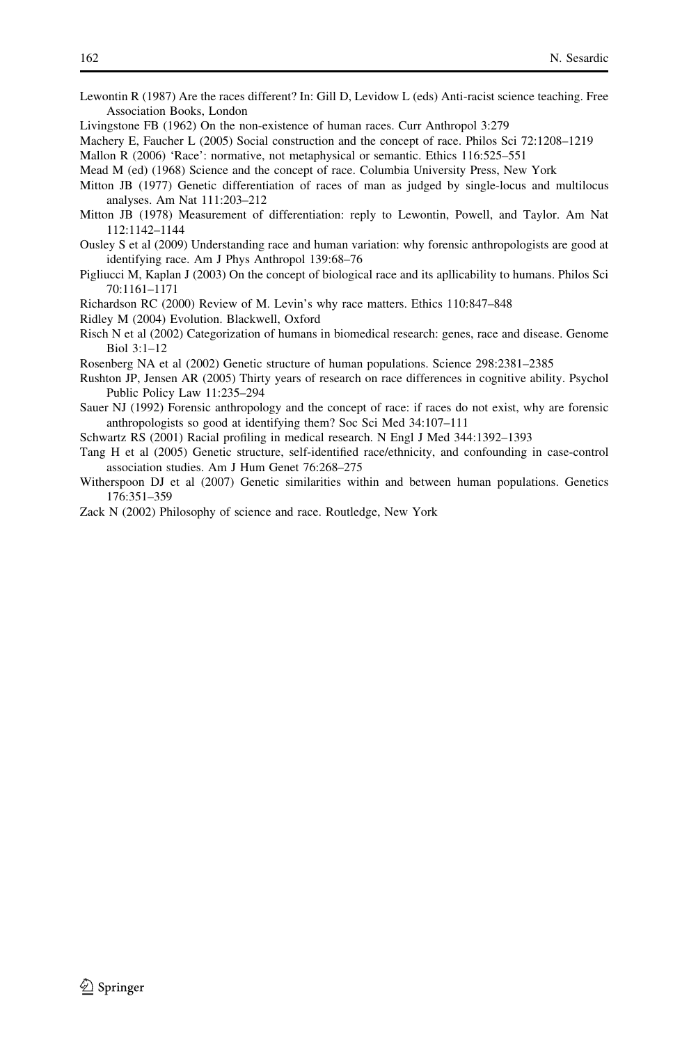Lewontin R (1987) Are the races different? In: Gill D, Levidow L (eds) Anti-racist science teaching. Free Association Books, London

Livingstone FB (1962) On the non-existence of human races. Curr Anthropol 3:279

Machery E, Faucher L (2005) Social construction and the concept of race. Philos Sci 72:1208–1219

Mallon R (2006) 'Race': normative, not metaphysical or semantic. Ethics 116:525–551

Mead M (ed) (1968) Science and the concept of race. Columbia University Press, New York

Mitton JB (1977) Genetic differentiation of races of man as judged by single-locus and multilocus analyses. Am Nat 111:203–212

Mitton JB (1978) Measurement of differentiation: reply to Lewontin, Powell, and Taylor. Am Nat 112:1142–1144

Ousley S et al (2009) Understanding race and human variation: why forensic anthropologists are good at identifying race. Am J Phys Anthropol 139:68–76

Pigliucci M, Kaplan J (2003) On the concept of biological race and its apllicability to humans. Philos Sci 70:1161–1171

Richardson RC (2000) Review of M. Levin's why race matters. Ethics 110:847–848

Ridley M (2004) Evolution. Blackwell, Oxford

Risch N et al (2002) Categorization of humans in biomedical research: genes, race and disease. Genome Biol 3:1–12

Rosenberg NA et al (2002) Genetic structure of human populations. Science 298:2381–2385

Rushton JP, Jensen AR (2005) Thirty years of research on race differences in cognitive ability. Psychol Public Policy Law 11:235–294

Sauer NJ (1992) Forensic anthropology and the concept of race: if races do not exist, why are forensic anthropologists so good at identifying them? Soc Sci Med 34:107–111

Schwartz RS (2001) Racial profiling in medical research. N Engl J Med 344:1392–1393

Tang H et al (2005) Genetic structure, self-identified race/ethnicity, and confounding in case-control association studies. Am J Hum Genet 76:268–275

Witherspoon DJ et al (2007) Genetic similarities within and between human populations. Genetics 176:351–359

Zack N (2002) Philosophy of science and race. Routledge, New York